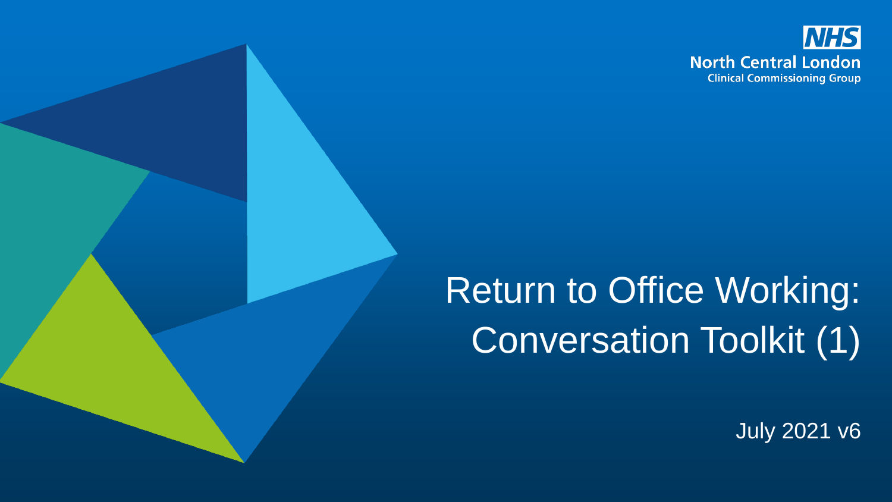NHS
North Central London
Clinical Commissioning Group

# Return to Office Working: Conversation Toolkit (1)

July 2021 v6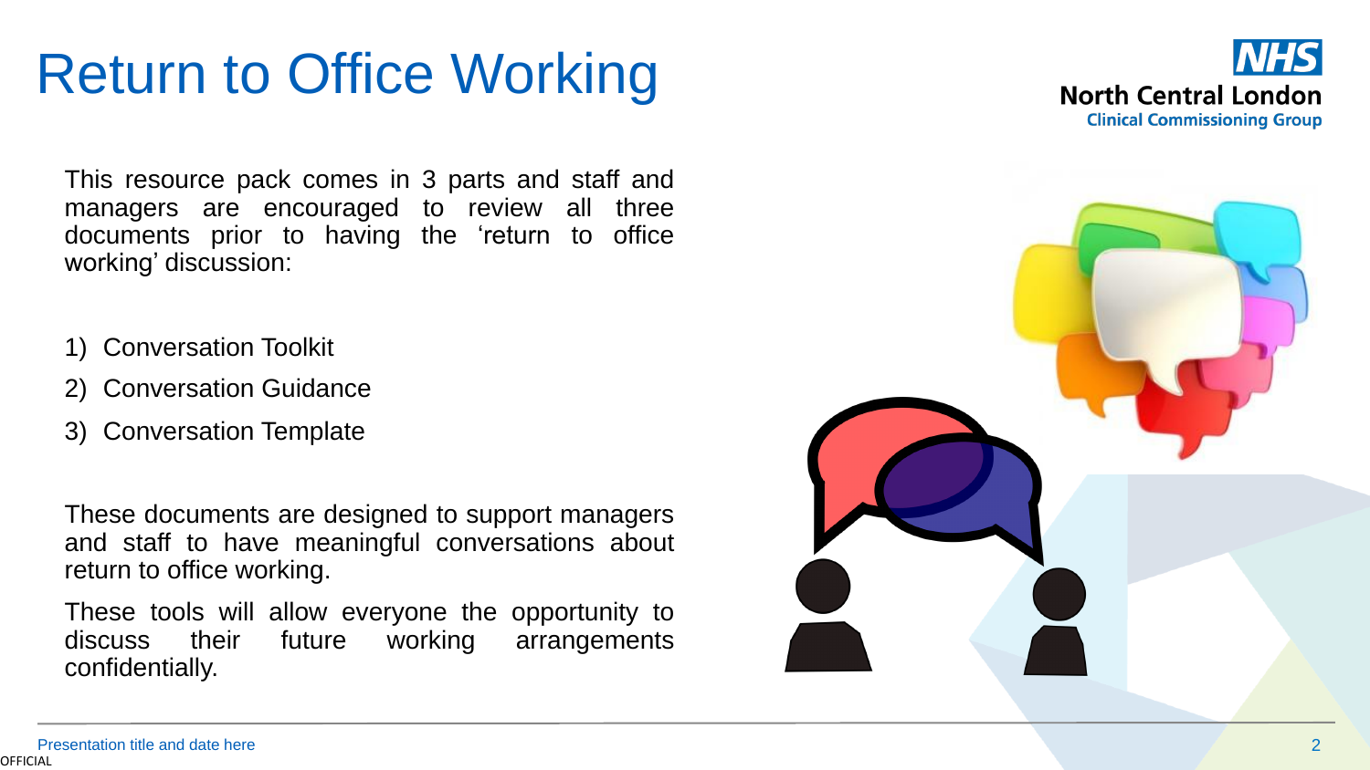# Return to Office Working

This resource pack comes in 3 parts and staff and managers are encouraged to review all three documents prior to having the ‘return to office working’ discussion:

1) Conversation Toolkit
2) Conversation Guidance
3) Conversation Template

These documents are designed to support managers and staff to have meaningful conversations about return to office working.

These tools will allow everyone the opportunity to discuss their future working arrangements confidentially.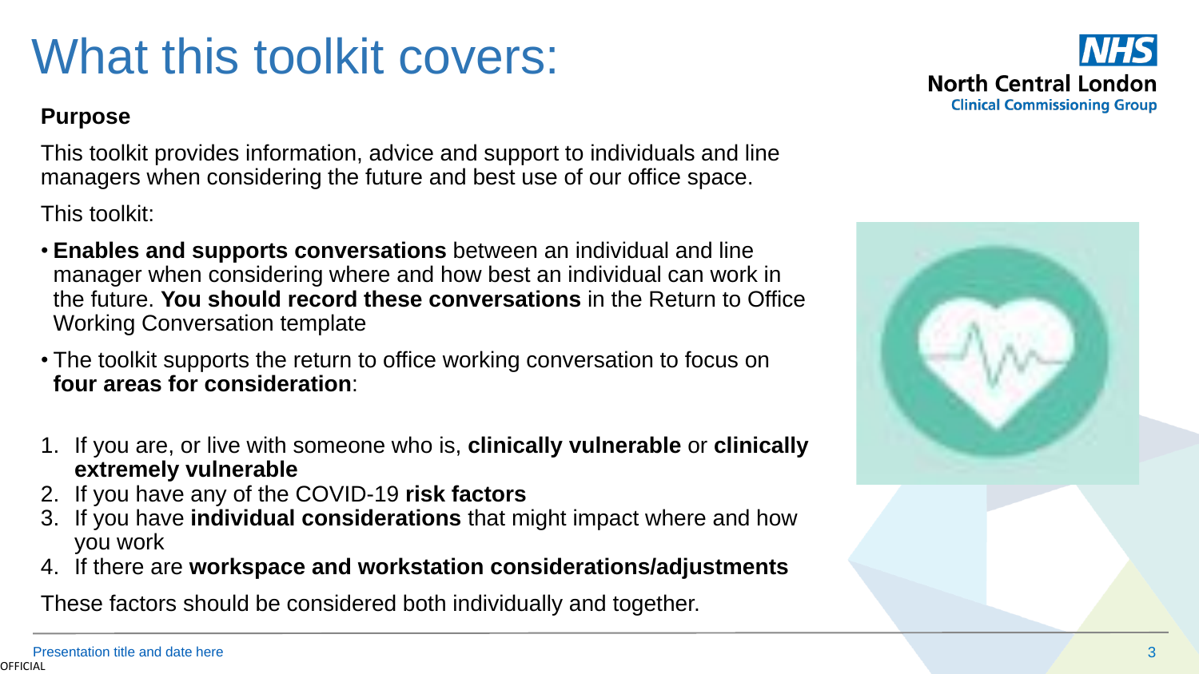# What this toolkit covers:

**Purpose**

This toolkit provides information, advice and support to individuals and line managers when considering the future and best use of our office space.

This toolkit:

- **Enables and supports conversations** between an individual and line manager when considering where and how best an individual can work in the future. **You should record these conversations** in the Return to Office Working Conversation template
- The toolkit supports the return to office working conversation to focus on **four areas for consideration**:

1. If you are, or live with someone who is, **clinically vulnerable** or **clinically extremely vulnerable**
2. If you have any of the COVID-19 **risk factors**
3. If you have **individual considerations** that might impact where and how you work
4. If there are **workspace and workstation considerations/adjustments**

These factors should be considered both individually and together.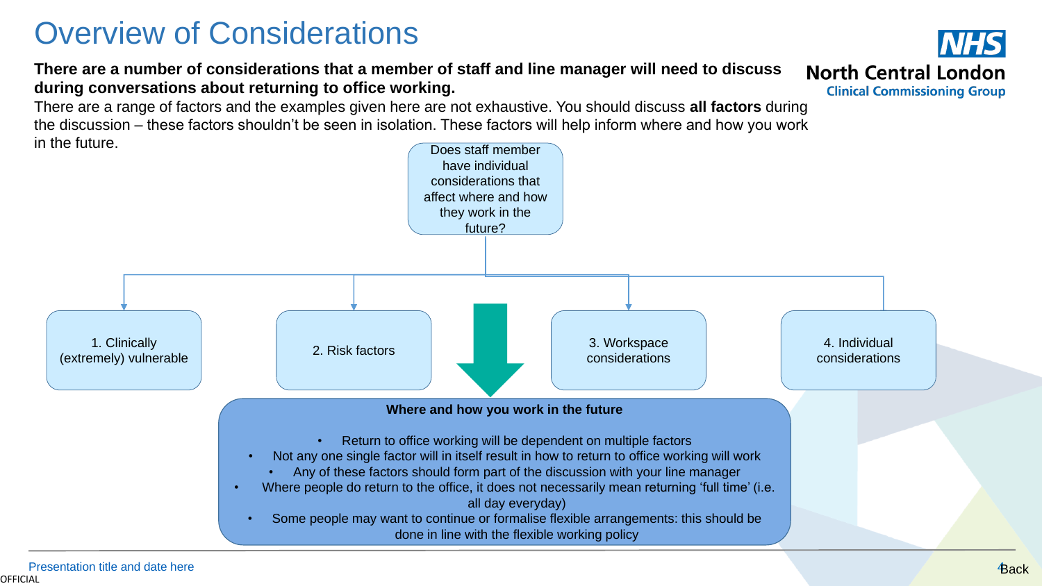# Overview of Considerations

**There are a number of considerations that a member of staff and line manager will need to discuss during conversations about returning to office working.**

There are a range of factors and the examples given here are not exhaustive. You should discuss **all factors** during the discussion – these factors shouldn't be seen in isolation. These factors will help inform where and how you work in the future.

Does staff member have individual considerations that affect where and how they work in the future?

1. Clinically (extremely) vulnerable
2. Risk factors
3. Workspace considerations
4. Individual considerations

**Where and how you work in the future**

- Return to office working will be dependent on multiple factors
- Not any one single factor will in itself result in how to return to office working will work
- Any of these factors should form part of the discussion with your line manager
- Where people do return to the office, it does not necessarily mean returning 'full time' (i.e. all day everyday)
- Some people may want to continue or formalise flexible arrangements: this should be done in line with the flexible working policy

Back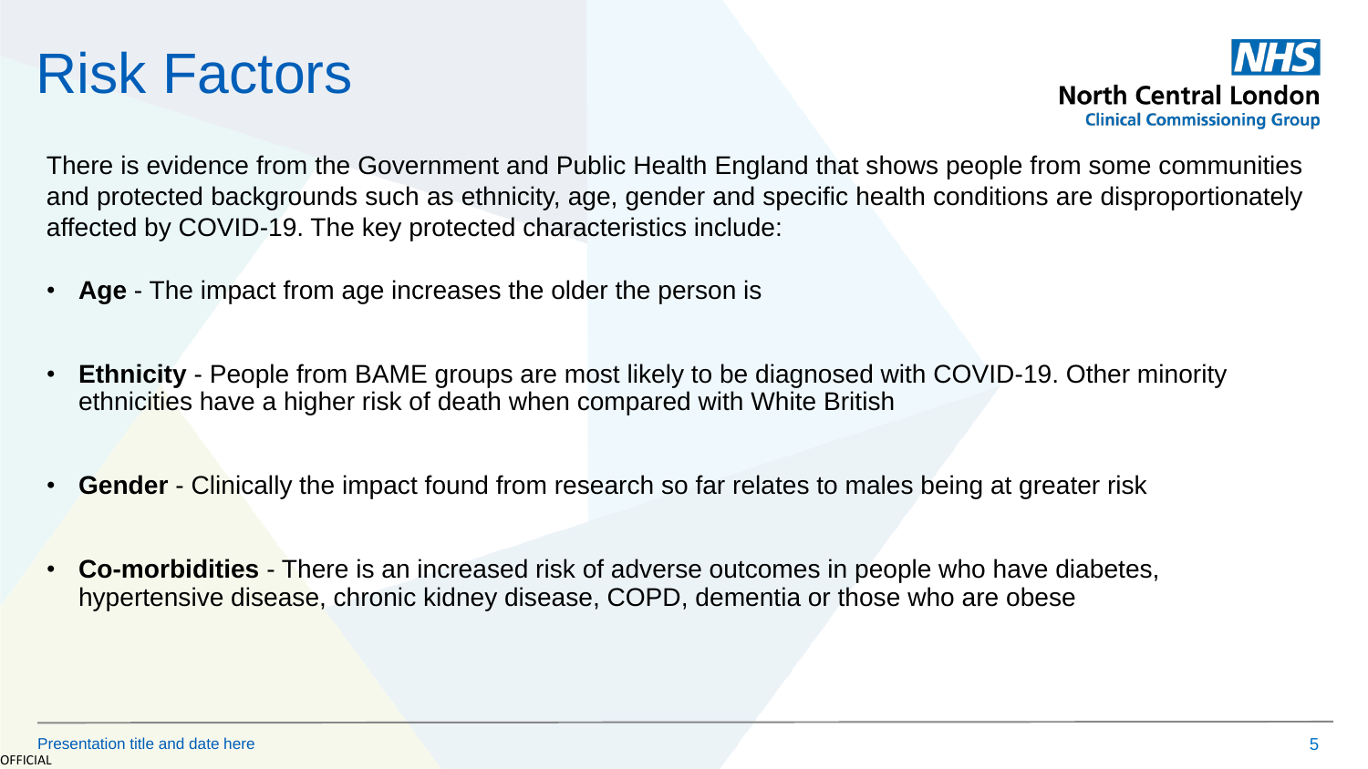# Risk Factors

NHS North Central London Clinical Commissioning Group

There is evidence from the Government and Public Health England that shows people from some communities and protected backgrounds such as ethnicity, age, gender and specific health conditions are disproportionately affected by COVID-19. The key protected characteristics include:

- **Age** - The impact from age increases the older the person is
- **Ethnicity** - People from BAME groups are most likely to be diagnosed with COVID-19. Other minority ethnicities have a higher risk of death when compared with White British
- **Gender** - Clinically the impact found from research so far relates to males being at greater risk
- **Co-morbidities** - There is an increased risk of adverse outcomes in people who have diabetes, hypertensive disease, chronic kidney disease, COPD, dementia or those who are obese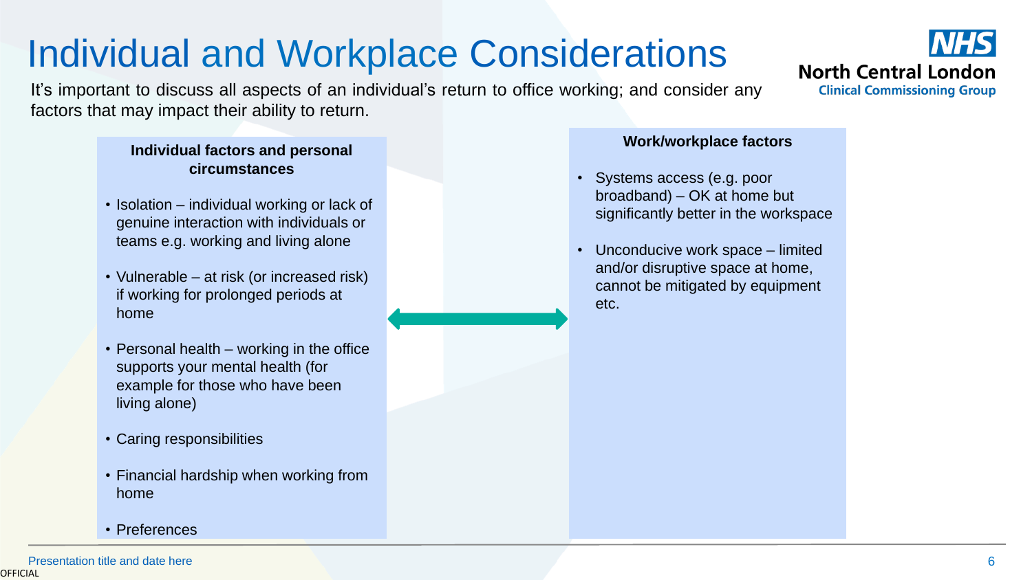# Individual and Workplace Considerations

It's important to discuss all aspects of an individual's return to office working; and consider any factors that may impact their ability to return.

**Individual factors and personal circumstances**

- Isolation – individual working or lack of genuine interaction with individuals or teams e.g. working and living alone
- Vulnerable – at risk (or increased risk) if working for prolonged periods at home
- Personal health – working in the office supports your mental health (for example for those who have been living alone)
- Caring responsibilities
- Financial hardship when working from home
- Preferences

**Work/workplace factors**

- Systems access (e.g. poor broadband) – OK at home but significantly better in the workspace
- Unconducive work space – limited and/or disruptive space at home, cannot be mitigated by equipment etc.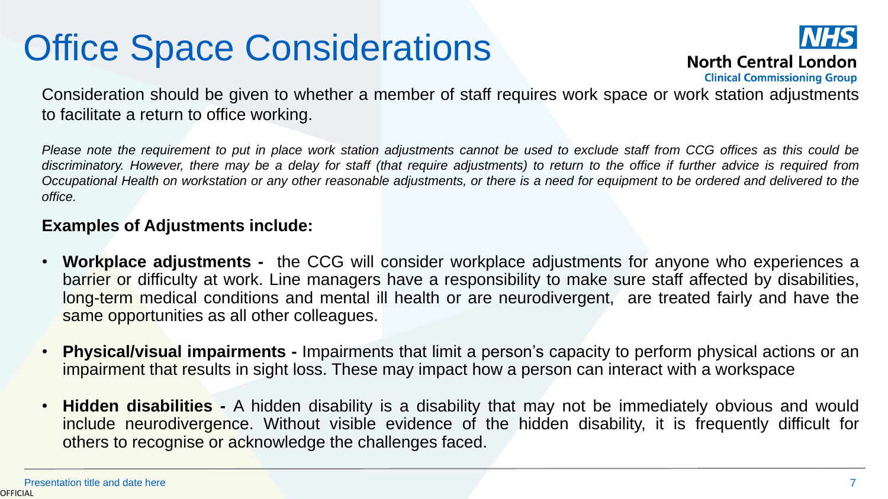# Office Space Considerations

NHS North Central London Clinical Commissioning Group

Consideration should be given to whether a member of staff requires work space or work station adjustments to facilitate a return to office working.

*Please note the requirement to put in place work station adjustments cannot be used to exclude staff from CCG offices as this could be discriminatory. However, there may be a delay for staff (that require adjustments) to return to the office if further advice is required from Occupational Health on workstation or any other reasonable adjustments, or there is a need for equipment to be ordered and delivered to the office.*

**Examples of Adjustments include:**

- **Workplace adjustments -** the CCG will consider workplace adjustments for anyone who experiences a barrier or difficulty at work. Line managers have a responsibility to make sure staff affected by disabilities, long-term medical conditions and mental ill health or are neurodivergent, are treated fairly and have the same opportunities as all other colleagues.
- **Physical/visual impairments -** Impairments that limit a person's capacity to perform physical actions or an impairment that results in sight loss. These may impact how a person can interact with a workspace
- **Hidden disabilities -** A hidden disability is a disability that may not be immediately obvious and would include neurodivergence. Without visible evidence of the hidden disability, it is frequently difficult for others to recognise or acknowledge the challenges faced.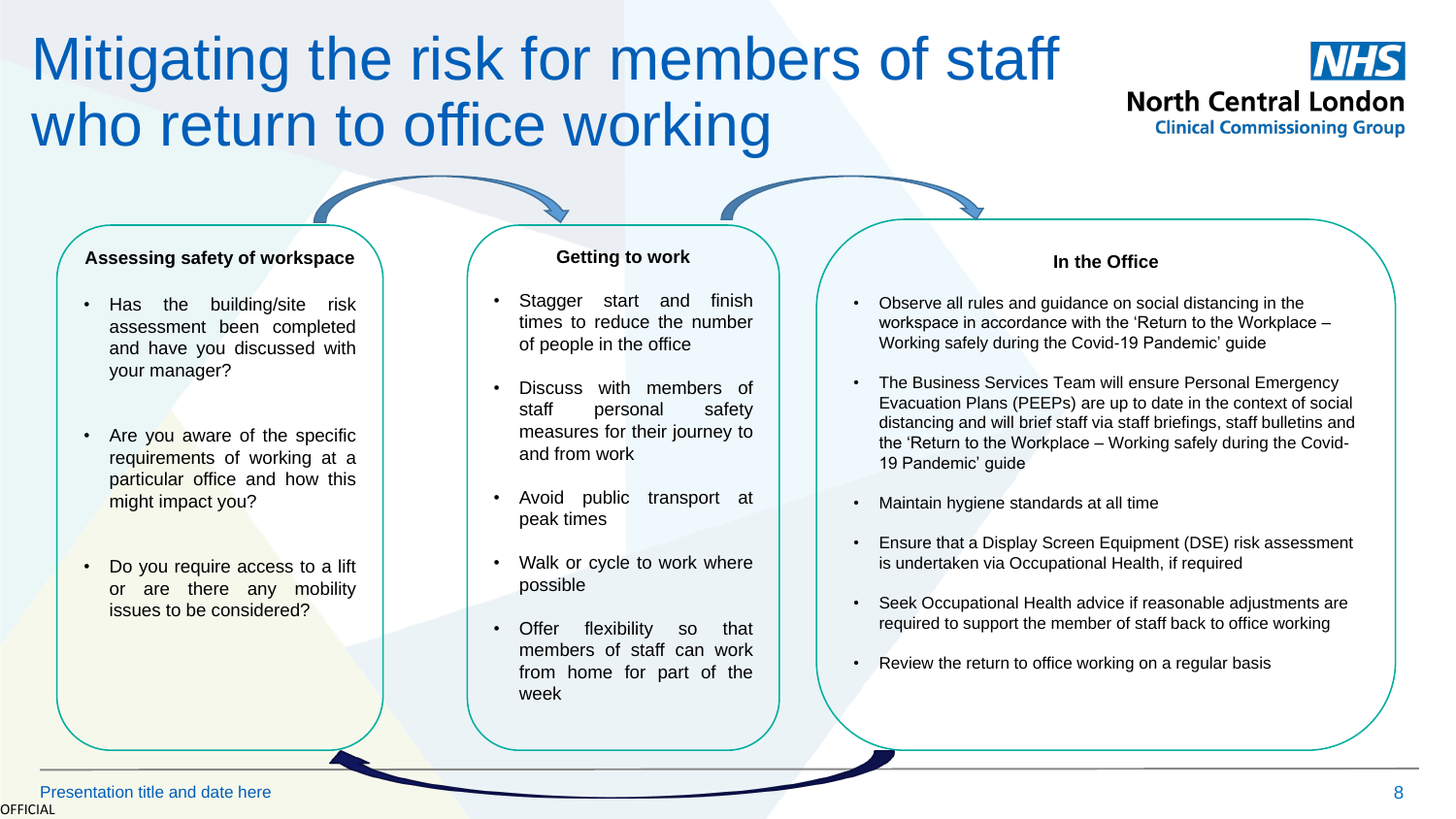# Mitigating the risk for members of staff who return to office working

NHS North Central London Clinical Commissioning Group

### Assessing safety of workspace

- Has the building/site risk assessment been completed and have you discussed with your manager?
- Are you aware of the specific requirements of working at a particular office and how this might impact you?
- Do you require access to a lift or are there any mobility issues to be considered?

### Getting to work

- Stagger start and finish times to reduce the number of people in the office
- Discuss with members of staff personal safety measures for their journey to and from work
- Avoid public transport at peak times
- Walk or cycle to work where possible
- Offer flexibility so that members of staff can work from home for part of the week

### In the Office

- Observe all rules and guidance on social distancing in the workspace in accordance with the 'Return to the Workplace – Working safely during the Covid-19 Pandemic' guide
- The Business Services Team will ensure Personal Emergency Evacuation Plans (PEEPs) are up to date in the context of social distancing and will brief staff via staff briefings, staff bulletins and the 'Return to the Workplace – Working safely during the Covid-19 Pandemic' guide
- Maintain hygiene standards at all time
- Ensure that a Display Screen Equipment (DSE) risk assessment is undertaken via Occupational Health, if required
- Seek Occupational Health advice if reasonable adjustments are required to support the member of staff back to office working
- Review the return to office working on a regular basis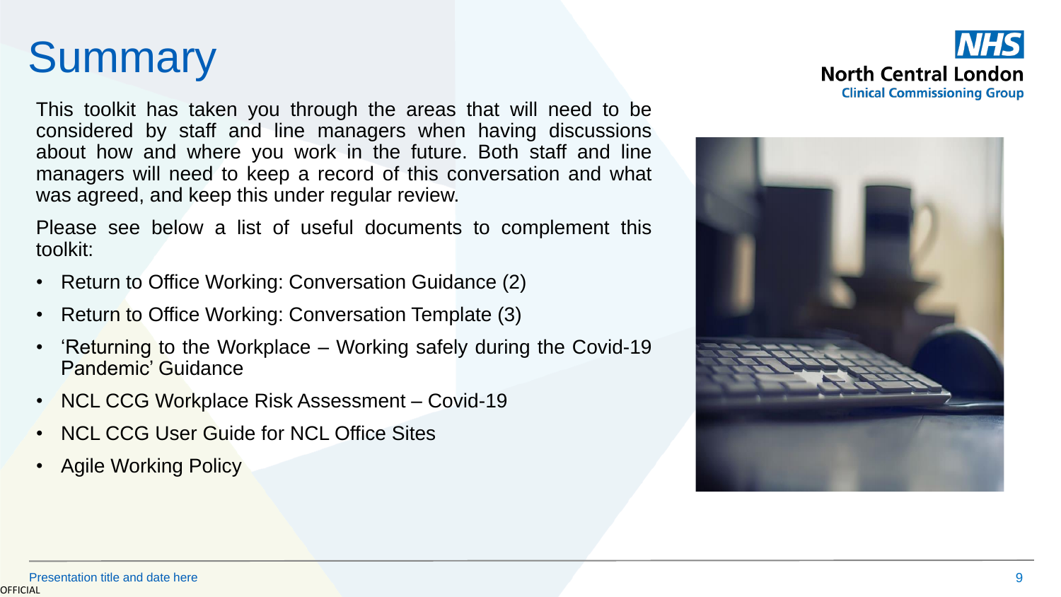# Summary

This toolkit has taken you through the areas that will need to be considered by staff and line managers when having discussions about how and where you work in the future. Both staff and line managers will need to keep a record of this conversation and what was agreed, and keep this under regular review.

Please see below a list of useful documents to complement this toolkit:

- Return to Office Working: Conversation Guidance (2)
- Return to Office Working: Conversation Template (3)
- 'Returning to the Workplace – Working safely during the Covid-19 Pandemic' Guidance
- NCL CCG Workplace Risk Assessment – Covid-19
- NCL CCG User Guide for NCL Office Sites
- Agile Working Policy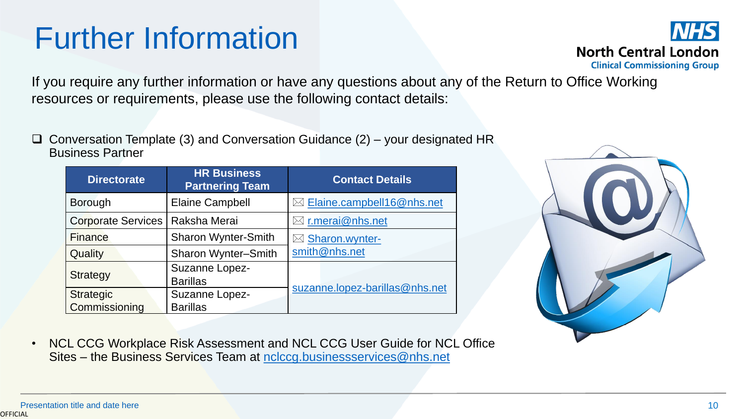# Further Information

If you require any further information or have any questions about any of the Return to Office Working resources or requirements, please use the following contact details:

- [ ] Conversation Template (3) and Conversation Guidance (2) – your designated HR Business Partner

| Directorate | HR Business Partnering Team | Contact Details |
|---|---|---|
| Borough | Elaine Campbell | ✉ Elaine.campbell16@nhs.net |
| Corporate Services | Raksha Merai | ✉ r.merai@nhs.net |
| Finance | Sharon Wynter-Smith | ✉ Sharon.wynter-smith@nhs.net |
| Quality | Sharon Wynter–Smith | |
| Strategy | Suzanne Lopez-Barillas | suzanne.lopez-barillas@nhs.net |
| Strategic Commissioning | Suzanne Lopez-Barillas | |

- NCL CCG Workplace Risk Assessment and NCL CCG User Guide for NCL Office Sites – the Business Services Team at nclccg.businessservices@nhs.net

Presentation title and date here

OFFICIAL